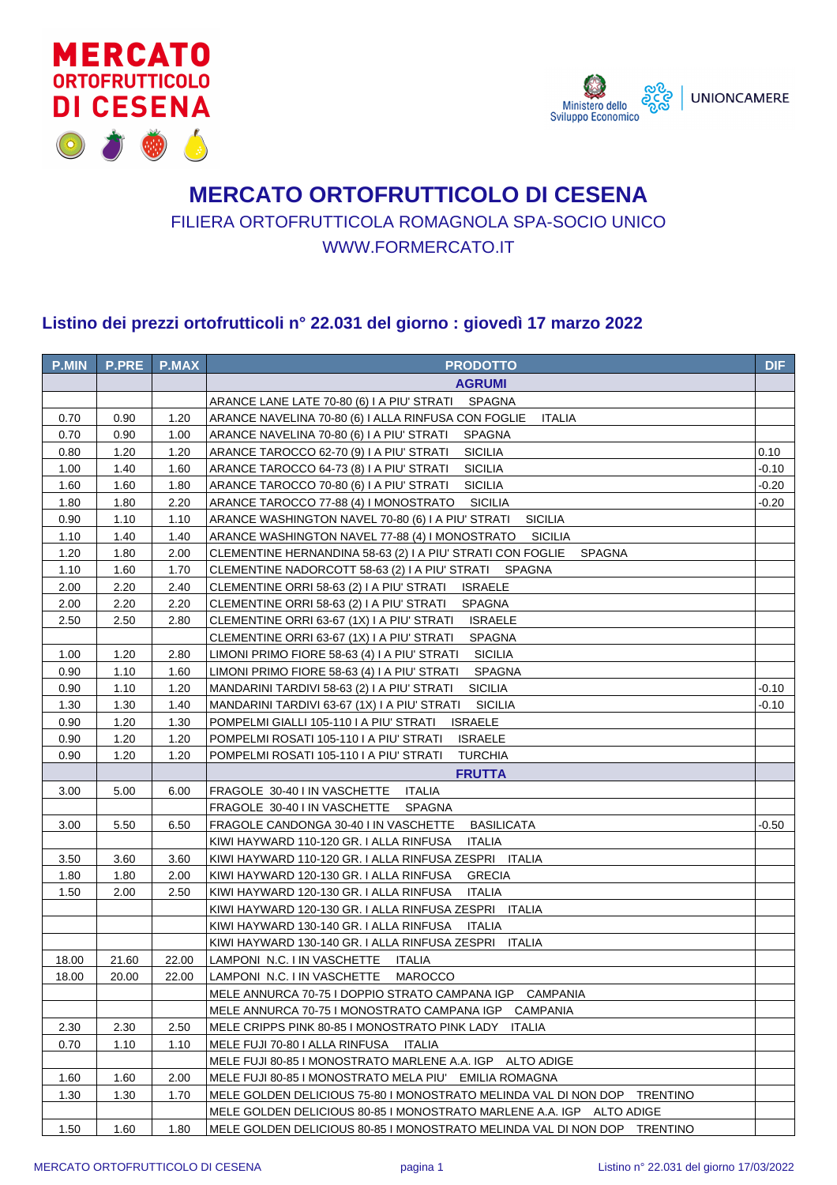# MERCATO ORTOFRUTTICOLO DI CESENA

FILIERA ORTOFRUTTICOLA ROMAGNOLA SPA-SOCIO UNICO

WWW.FORMERCATO.IT

## Listino dei prezzi ortofrutticoli n° 22.031 del giorno : giovedì 17 marzo 2022

| P.MIN | P.PRE | P.MAX | PRODOTTO | DIF |
|---|---|---|---|---|
| | | | **AGRUMI** | |
| | | | ARANCE LANE LATE 70-80 (6) I A PIU' STRATI SPAGNA | |
| 0.70 | 0.90 | 1.20 | ARANCE NAVELINA 70-80 (6) I ALLA RINFUSA CON FOGLIE ITALIA | |
| 0.70 | 0.90 | 1.00 | ARANCE NAVELINA 70-80 (6) I A PIU' STRATI SPAGNA | |
| 0.80 | 1.20 | 1.20 | ARANCE TAROCCO 62-70 (9) I A PIU' STRATI SICILIA | 0.10 |
| 1.00 | 1.40 | 1.60 | ARANCE TAROCCO 64-73 (8) I A PIU' STRATI SICILIA | -0.10 |
| 1.60 | 1.60 | 1.80 | ARANCE TAROCCO 70-80 (6) I A PIU' STRATI SICILIA | -0.20 |
| 1.80 | 1.80 | 2.20 | ARANCE TAROCCO 77-88 (4) I MONOSTRATO SICILIA | -0.20 |
| 0.90 | 1.10 | 1.10 | ARANCE WASHINGTON NAVEL 70-80 (6) I A PIU' STRATI SICILIA | |
| 1.10 | 1.40 | 1.40 | ARANCE WASHINGTON NAVEL 77-88 (4) I MONOSTRATO SICILIA | |
| 1.20 | 1.80 | 2.00 | CLEMENTINE HERNANDINA 58-63 (2) I A PIU' STRATI CON FOGLIE SPAGNA | |
| 1.10 | 1.60 | 1.70 | CLEMENTINE NADORCOTT 58-63 (2) I A PIU' STRATI SPAGNA | |
| 2.00 | 2.20 | 2.40 | CLEMENTINE ORRI 58-63 (2) I A PIU' STRATI ISRAELE | |
| 2.00 | 2.20 | 2.20 | CLEMENTINE ORRI 58-63 (2) I A PIU' STRATI SPAGNA | |
| 2.50 | 2.50 | 2.80 | CLEMENTINE ORRI 63-67 (1X) I A PIU' STRATI ISRAELE | |
| | | | CLEMENTINE ORRI 63-67 (1X) I A PIU' STRATI SPAGNA | |
| 1.00 | 1.20 | 2.80 | LIMONI PRIMO FIORE 58-63 (4) I A PIU' STRATI SICILIA | |
| 0.90 | 1.10 | 1.60 | LIMONI PRIMO FIORE 58-63 (4) I A PIU' STRATI SPAGNA | |
| 0.90 | 1.10 | 1.20 | MANDARINI TARDIVI 58-63 (2) I A PIU' STRATI SICILIA | -0.10 |
| 1.30 | 1.30 | 1.40 | MANDARINI TARDIVI 63-67 (1X) I A PIU' STRATI SICILIA | -0.10 |
| 0.90 | 1.20 | 1.30 | POMPELMI GIALLI 105-110 I A PIU' STRATI ISRAELE | |
| 0.90 | 1.20 | 1.20 | POMPELMI ROSATI 105-110 I A PIU' STRATI ISRAELE | |
| 0.90 | 1.20 | 1.20 | POMPELMI ROSATI 105-110 I A PIU' STRATI TURCHIA | |
| | | | **FRUTTA** | |
| 3.00 | 5.00 | 6.00 | FRAGOLE 30-40 I IN VASCHETTE ITALIA | |
| | | | FRAGOLE 30-40 I IN VASCHETTE SPAGNA | |
| 3.00 | 5.50 | 6.50 | FRAGOLE CANDONGA 30-40 I IN VASCHETTE BASILICATA | -0.50 |
| | | | KIWI HAYWARD 110-120 GR. I ALLA RINFUSA ITALIA | |
| 3.50 | 3.60 | 3.60 | KIWI HAYWARD 110-120 GR. I ALLA RINFUSA ZESPRI ITALIA | |
| 1.80 | 1.80 | 2.00 | KIWI HAYWARD 120-130 GR. I ALLA RINFUSA GRECIA | |
| 1.50 | 2.00 | 2.50 | KIWI HAYWARD 120-130 GR. I ALLA RINFUSA ITALIA | |
| | | | KIWI HAYWARD 120-130 GR. I ALLA RINFUSA ZESPRI ITALIA | |
| | | | KIWI HAYWARD 130-140 GR. I ALLA RINFUSA ITALIA | |
| | | | KIWI HAYWARD 130-140 GR. I ALLA RINFUSA ZESPRI ITALIA | |
| 18.00 | 21.60 | 22.00 | LAMPONI N.C. I IN VASCHETTE ITALIA | |
| 18.00 | 20.00 | 22.00 | LAMPONI N.C. I IN VASCHETTE MAROCCO | |
| | | | MELE ANNURCA 70-75 I DOPPIO STRATO CAMPANA IGP CAMPANIA | |
| | | | MELE ANNURCA 70-75 I MONOSTRATO CAMPANA IGP CAMPANIA | |
| 2.30 | 2.30 | 2.50 | MELE CRIPPS PINK 80-85 I MONOSTRATO PINK LADY ITALIA | |
| 0.70 | 1.10 | 1.10 | MELE FUJI 70-80 I ALLA RINFUSA ITALIA | |
| | | | MELE FUJI 80-85 I MONOSTRATO MARLENE A.A. IGP ALTO ADIGE | |
| 1.60 | 1.60 | 2.00 | MELE FUJI 80-85 I MONOSTRATO MELA PIU' EMILIA ROMAGNA | |
| 1.30 | 1.30 | 1.70 | MELE GOLDEN DELICIOUS 75-80 I MONOSTRATO MELINDA VAL DI NON DOP TRENTINO | |
| | | | MELE GOLDEN DELICIOUS 80-85 I MONOSTRATO MARLENE A.A. IGP ALTO ADIGE | |
| 1.50 | 1.60 | 1.80 | MELE GOLDEN DELICIOUS 80-85 I MONOSTRATO MELINDA VAL DI NON DOP TRENTINO | |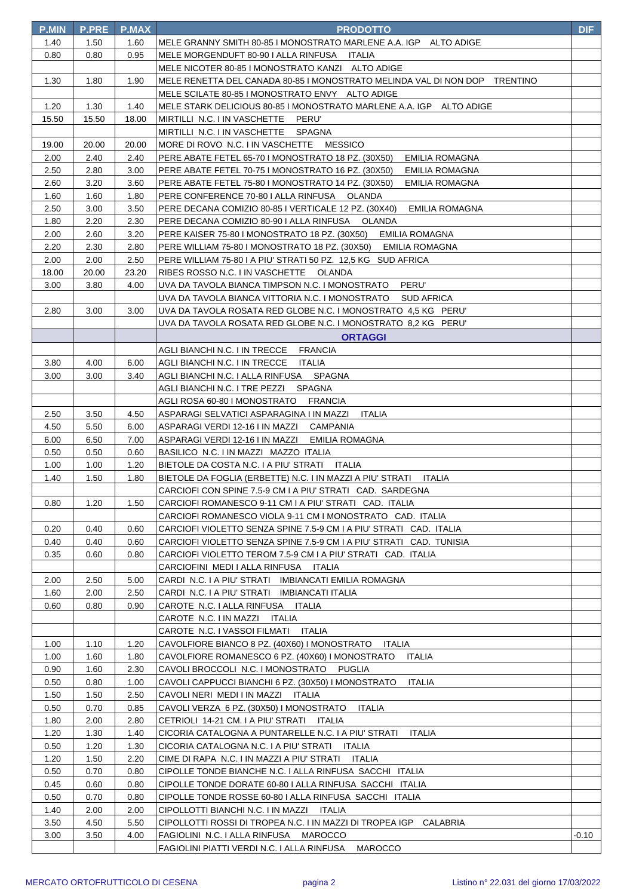| P.MIN | P.PRE | P.MAX | PRODOTTO | DIF |
| --- | --- | --- | --- | --- |
| 1.40 | 1.50 | 1.60 | MELE GRANNY SMITH 80-85 I MONOSTRATO MARLENE A.A. IGP ALTO ADIGE | |
| 0.80 | 0.80 | 0.95 | MELE MORGENDUFT 80-90 I ALLA RINFUSA ITALIA | |
| | | | MELE NICOTER 80-85 I MONOSTRATO KANZI ALTO ADIGE | |
| 1.30 | 1.80 | 1.90 | MELE RENETTA DEL CANADA 80-85 I MONOSTRATO MELINDA VAL DI NON DOP TRENTINO | |
| | | | MELE SCILATE 80-85 I MONOSTRATO ENVY ALTO ADIGE | |
| 1.20 | 1.30 | 1.40 | MELE STARK DELICIOUS 80-85 I MONOSTRATO MARLENE A.A. IGP ALTO ADIGE | |
| 15.50 | 15.50 | 18.00 | MIRTILLI N.C. I IN VASCHETTE PERU' | |
| | | | MIRTILLI N.C. I IN VASCHETTE SPAGNA | |
| 19.00 | 20.00 | 20.00 | MORE DI ROVO N.C. I IN VASCHETTE MESSICO | |
| 2.00 | 2.40 | 2.40 | PERE ABATE FETEL 65-70 I MONOSTRATO 18 PZ. (30X50) EMILIA ROMAGNA | |
| 2.50 | 2.80 | 3.00 | PERE ABATE FETEL 70-75 I MONOSTRATO 16 PZ. (30X50) EMILIA ROMAGNA | |
| 2.60 | 3.20 | 3.60 | PERE ABATE FETEL 75-80 I MONOSTRATO 14 PZ. (30X50) EMILIA ROMAGNA | |
| 1.60 | 1.60 | 1.80 | PERE CONFERENCE 70-80 I ALLA RINFUSA OLANDA | |
| 2.50 | 3.00 | 3.50 | PERE DECANA COMIZIO 80-85 I VERTICALE 12 PZ. (30X40) EMILIA ROMAGNA | |
| 1.80 | 2.20 | 2.30 | PERE DECANA COMIZIO 80-90 I ALLA RINFUSA OLANDA | |
| 2.00 | 2.60 | 3.20 | PERE KAISER 75-80 I MONOSTRATO 18 PZ. (30X50) EMILIA ROMAGNA | |
| 2.20 | 2.30 | 2.80 | PERE WILLIAM 75-80 I MONOSTRATO 18 PZ. (30X50) EMILIA ROMAGNA | |
| 2.00 | 2.00 | 2.50 | PERE WILLIAM 75-80 I A PIU' STRATI 50 PZ. 12,5 KG SUD AFRICA | |
| 18.00 | 20.00 | 23.20 | RIBES ROSSO N.C. I IN VASCHETTE OLANDA | |
| 3.00 | 3.80 | 4.00 | UVA DA TAVOLA BIANCA TIMPSON N.C. I MONOSTRATO PERU' | |
| | | | UVA DA TAVOLA BIANCA VITTORIA N.C. I MONOSTRATO SUD AFRICA | |
| 2.80 | 3.00 | 3.00 | UVA DA TAVOLA ROSATA RED GLOBE N.C. I MONOSTRATO 4,5 KG PERU' | |
| | | | UVA DA TAVOLA ROSATA RED GLOBE N.C. I MONOSTRATO 8,2 KG PERU' | |
| | | | **ORTAGGI** | |
| | | | AGLI BIANCHI N.C. I IN TRECCE FRANCIA | |
| 3.80 | 4.00 | 6.00 | AGLI BIANCHI N.C. I IN TRECCE ITALIA | |
| 3.00 | 3.00 | 3.40 | AGLI BIANCHI N.C. I ALLA RINFUSA SPAGNA | |
| | | | AGLI BIANCHI N.C. I TRE PEZZI SPAGNA | |
| | | | AGLI ROSA 60-80 I MONOSTRATO FRANCIA | |
| 2.50 | 3.50 | 4.50 | ASPARAGI SELVATICI ASPARAGINA I IN MAZZI ITALIA | |
| 4.50 | 5.50 | 6.00 | ASPARAGI VERDI 12-16 I IN MAZZI CAMPANIA | |
| 6.00 | 6.50 | 7.00 | ASPARAGI VERDI 12-16 I IN MAZZI EMILIA ROMAGNA | |
| 0.50 | 0.50 | 0.60 | BASILICO N.C. I IN MAZZI MAZZO ITALIA | |
| 1.00 | 1.00 | 1.20 | BIETOLE DA COSTA N.C. I A PIU' STRATI ITALIA | |
| 1.40 | 1.50 | 1.80 | BIETOLE DA FOGLIA (ERBETTE) N.C. I IN MAZZI A PIU' STRATI ITALIA | |
| | | | CARCIOFI CON SPINE 7.5-9 CM I A PIU' STRATI CAD. SARDEGNA | |
| 0.80 | 1.20 | 1.50 | CARCIOFI ROMANESCO 9-11 CM I A PIU' STRATI CAD. ITALIA | |
| | | | CARCIOFI ROMANESCO VIOLA 9-11 CM I MONOSTRATO CAD. ITALIA | |
| 0.20 | 0.40 | 0.60 | CARCIOFI VIOLETTO SENZA SPINE 7.5-9 CM I A PIU' STRATI CAD. ITALIA | |
| 0.40 | 0.40 | 0.60 | CARCIOFI VIOLETTO SENZA SPINE 7.5-9 CM I A PIU' STRATI CAD. TUNISIA | |
| 0.35 | 0.60 | 0.80 | CARCIOFI VIOLETTO TEROM 7.5-9 CM I A PIU' STRATI CAD. ITALIA | |
| | | | CARCIOFINI MEDI I ALLA RINFUSA ITALIA | |
| 2.00 | 2.50 | 5.00 | CARDI N.C. I A PIU' STRATI IMBIANCATI EMILIA ROMAGNA | |
| 1.60 | 2.00 | 2.50 | CARDI N.C. I A PIU' STRATI IMBIANCATI ITALIA | |
| 0.60 | 0.80 | 0.90 | CAROTE N.C. I ALLA RINFUSA ITALIA | |
| | | | CAROTE N.C. I IN MAZZI ITALIA | |
| | | | CAROTE N.C. I VASSOI FILMATI ITALIA | |
| 1.00 | 1.10 | 1.20 | CAVOLFIORE BIANCO 8 PZ. (40X60) I MONOSTRATO ITALIA | |
| 1.00 | 1.60 | 1.80 | CAVOLFIORE ROMANESCO 6 PZ. (40X60) I MONOSTRATO ITALIA | |
| 0.90 | 1.60 | 2.30 | CAVOLI BROCCOLI N.C. I MONOSTRATO PUGLIA | |
| 0.50 | 0.80 | 1.00 | CAVOLI CAPPUCCI BIANCHI 6 PZ. (30X50) I MONOSTRATO ITALIA | |
| 1.50 | 1.50 | 2.50 | CAVOLI NERI MEDI I IN MAZZI ITALIA | |
| 0.50 | 0.70 | 0.85 | CAVOLI VERZA 6 PZ. (30X50) I MONOSTRATO ITALIA | |
| 1.80 | 2.00 | 2.80 | CETRIOLI 14-21 CM. I A PIU' STRATI ITALIA | |
| 1.20 | 1.30 | 1.40 | CICORIA CATALOGNA A PUNTARELLE N.C. I A PIU' STRATI ITALIA | |
| 0.50 | 1.20 | 1.30 | CICORIA CATALOGNA N.C. I A PIU' STRATI ITALIA | |
| 1.20 | 1.50 | 2.20 | CIME DI RAPA N.C. I IN MAZZI A PIU' STRATI ITALIA | |
| 0.50 | 0.70 | 0.80 | CIPOLLE TONDE BIANCHE N.C. I ALLA RINFUSA SACCHI ITALIA | |
| 0.45 | 0.60 | 0.80 | CIPOLLE TONDE DORATE 60-80 I ALLA RINFUSA SACCHI ITALIA | |
| 0.50 | 0.70 | 0.80 | CIPOLLE TONDE ROSSE 60-80 I ALLA RINFUSA SACCHI ITALIA | |
| 1.40 | 2.00 | 2.00 | CIPOLLOTTI BIANCHI N.C. I IN MAZZI ITALIA | |
| 3.50 | 4.50 | 5.50 | CIPOLLOTTI ROSSI DI TROPEA N.C. I IN MAZZI DI TROPEA IGP CALABRIA | |
| 3.00 | 3.50 | 4.00 | FAGIOLINI N.C. I ALLA RINFUSA MAROCCO | -0.10 |
| | | | FAGIOLINI PIATTI VERDI N.C. I ALLA RINFUSA MAROCCO | |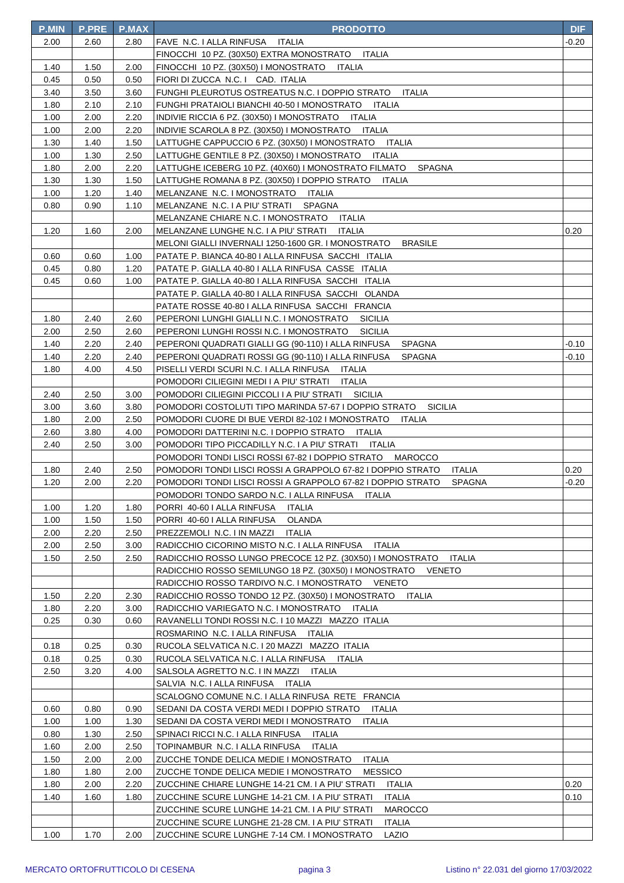| P.MIN | P.PRE | P.MAX | PRODOTTO | DIF |
|---|---|---|---|---|
| 2.00 | 2.60 | 2.80 | FAVE N.C. I ALLA RINFUSA ITALIA | -0.20 |
| | | | FINOCCHI 10 PZ. (30X50) EXTRA MONOSTRATO ITALIA | |
| 1.40 | 1.50 | 2.00 | FINOCCHI 10 PZ. (30X50) I MONOSTRATO ITALIA | |
| 0.45 | 0.50 | 0.50 | FIORI DI ZUCCA N.C. I CAD. ITALIA | |
| 3.40 | 3.50 | 3.60 | FUNGHI PLEUROTUS OSTREATUS N.C. I DOPPIO STRATO ITALIA | |
| 1.80 | 2.10 | 2.10 | FUNGHI PRATAIOLI BIANCHI 40-50 I MONOSTRATO ITALIA | |
| 1.00 | 2.00 | 2.20 | INDIVIE RICCIA 6 PZ. (30X50) I MONOSTRATO ITALIA | |
| 1.00 | 2.00 | 2.20 | INDIVIE SCAROLA 8 PZ. (30X50) I MONOSTRATO ITALIA | |
| 1.30 | 1.40 | 1.50 | LATTUGHE CAPPUCCIO 6 PZ. (30X50) I MONOSTRATO ITALIA | |
| 1.00 | 1.30 | 2.50 | LATTUGHE GENTILE 8 PZ. (30X50) I MONOSTRATO ITALIA | |
| 1.80 | 2.00 | 2.20 | LATTUGHE ICEBERG 10 PZ. (40X60) I MONOSTRATO FILMATO SPAGNA | |
| 1.30 | 1.30 | 1.50 | LATTUGHE ROMANA 8 PZ. (30X50) I DOPPIO STRATO ITALIA | |
| 1.00 | 1.20 | 1.40 | MELANZANE N.C. I MONOSTRATO ITALIA | |
| 0.80 | 0.90 | 1.10 | MELANZANE N.C. I A PIU' STRATI SPAGNA | |
| | | | MELANZANE CHIARE N.C. I MONOSTRATO ITALIA | |
| 1.20 | 1.60 | 2.00 | MELANZANE LUNGHE N.C. I A PIU' STRATI ITALIA | 0.20 |
| | | | MELONI GIALLI INVERNALI 1250-1600 GR. I MONOSTRATO BRASILE | |
| 0.60 | 0.60 | 1.00 | PATATE P. BIANCA 40-80 I ALLA RINFUSA SACCHI ITALIA | |
| 0.45 | 0.80 | 1.20 | PATATE P. GIALLA 40-80 I ALLA RINFUSA CASSE ITALIA | |
| 0.45 | 0.60 | 1.00 | PATATE P. GIALLA 40-80 I ALLA RINFUSA SACCHI ITALIA | |
| | | | PATATE P. GIALLA 40-80 I ALLA RINFUSA SACCHI OLANDA | |
| | | | PATATE ROSSE 40-80 I ALLA RINFUSA SACCHI FRANCIA | |
| 1.80 | 2.40 | 2.60 | PEPERONI LUNGHI GIALLI N.C. I MONOSTRATO SICILIA | |
| 2.00 | 2.50 | 2.60 | PEPERONI LUNGHI ROSSI N.C. I MONOSTRATO SICILIA | |
| 1.40 | 2.20 | 2.40 | PEPERONI QUADRATI GIALLI GG (90-110) I ALLA RINFUSA SPAGNA | -0.10 |
| 1.40 | 2.20 | 2.40 | PEPERONI QUADRATI ROSSI GG (90-110) I ALLA RINFUSA SPAGNA | -0.10 |
| 1.80 | 4.00 | 4.50 | PISELLI VERDI SCURI N.C. I ALLA RINFUSA ITALIA | |
| | | | POMODORI CILIEGINI MEDI I A PIU' STRATI ITALIA | |
| 2.40 | 2.50 | 3.00 | POMODORI CILIEGINI PICCOLI I A PIU' STRATI SICILIA | |
| 3.00 | 3.60 | 3.80 | POMODORI COSTOLUTI TIPO MARINDA 57-67 I DOPPIO STRATO SICILIA | |
| 1.80 | 2.00 | 2.50 | POMODORI CUORE DI BUE VERDI 82-102 I MONOSTRATO ITALIA | |
| 2.60 | 3.80 | 4.00 | POMODORI DATTERINI N.C. I DOPPIO STRATO ITALIA | |
| 2.40 | 2.50 | 3.00 | POMODORI TIPO PICCADILLY N.C. I A PIU' STRATI ITALIA | |
| | | | POMODORI TONDI LISCI ROSSI 67-82 I DOPPIO STRATO MAROCCO | |
| 1.80 | 2.40 | 2.50 | POMODORI TONDI LISCI ROSSI A GRAPPOLO 67-82 I DOPPIO STRATO ITALIA | 0.20 |
| 1.20 | 2.00 | 2.20 | POMODORI TONDI LISCI ROSSI A GRAPPOLO 67-82 I DOPPIO STRATO SPAGNA | -0.20 |
| | | | POMODORI TONDO SARDO N.C. I ALLA RINFUSA ITALIA | |
| 1.00 | 1.20 | 1.80 | PORRI 40-60 I ALLA RINFUSA ITALIA | |
| 1.00 | 1.50 | 1.50 | PORRI 40-60 I ALLA RINFUSA OLANDA | |
| 2.00 | 2.20 | 2.50 | PREZZEMOLI N.C. I IN MAZZI ITALIA | |
| 2.00 | 2.50 | 3.00 | RADICCHIO CICORINO MISTO N.C. I ALLA RINFUSA ITALIA | |
| 1.50 | 2.50 | 2.50 | RADICCHIO ROSSO LUNGO PRECOCE 12 PZ. (30X50) I MONOSTRATO ITALIA | |
| | | | RADICCHIO ROSSO SEMILUNGO 18 PZ. (30X50) I MONOSTRATO VENETO | |
| | | | RADICCHIO ROSSO TARDIVO N.C. I MONOSTRATO VENETO | |
| 1.50 | 2.20 | 2.30 | RADICCHIO ROSSO TONDO 12 PZ. (30X50) I MONOSTRATO ITALIA | |
| 1.80 | 2.20 | 3.00 | RADICCHIO VARIEGATO N.C. I MONOSTRATO ITALIA | |
| 0.25 | 0.30 | 0.60 | RAVANELLI TONDI ROSSI N.C. I 10 MAZZI MAZZO ITALIA | |
| | | | ROSMARINO N.C. I ALLA RINFUSA ITALIA | |
| 0.18 | 0.25 | 0.30 | RUCOLA SELVATICA N.C. I 20 MAZZI MAZZO ITALIA | |
| 0.18 | 0.25 | 0.30 | RUCOLA SELVATICA N.C. I ALLA RINFUSA ITALIA | |
| 2.50 | 3.20 | 4.00 | SALSOLA AGRETTO N.C. I IN MAZZI ITALIA | |
| | | | SALVIA N.C. I ALLA RINFUSA ITALIA | |
| | | | SCALOGNO COMUNE N.C. I ALLA RINFUSA RETE FRANCIA | |
| 0.60 | 0.80 | 0.90 | SEDANI DA COSTA VERDI MEDI I DOPPIO STRATO ITALIA | |
| 1.00 | 1.00 | 1.30 | SEDANI DA COSTA VERDI MEDI I MONOSTRATO ITALIA | |
| 0.80 | 1.30 | 2.50 | SPINACI RICCI N.C. I ALLA RINFUSA ITALIA | |
| 1.60 | 2.00 | 2.50 | TOPINAMBUR N.C. I ALLA RINFUSA ITALIA | |
| 1.50 | 2.00 | 2.00 | ZUCCHE TONDE DELICA MEDIE I MONOSTRATO ITALIA | |
| 1.80 | 1.80 | 2.00 | ZUCCHE TONDE DELICA MEDIE I MONOSTRATO MESSICO | |
| 1.80 | 2.00 | 2.20 | ZUCCHINE CHIARE LUNGHE 14-21 CM. I A PIU' STRATI ITALIA | 0.20 |
| 1.40 | 1.60 | 1.80 | ZUCCHINE SCURE LUNGHE 14-21 CM. I A PIU' STRATI ITALIA | 0.10 |
| | | | ZUCCHINE SCURE LUNGHE 14-21 CM. I A PIU' STRATI MAROCCO | |
| | | | ZUCCHINE SCURE LUNGHE 21-28 CM. I A PIU' STRATI ITALIA | |
| 1.00 | 1.70 | 2.00 | ZUCCHINE SCURE LUNGHE 7-14 CM. I MONOSTRATO LAZIO | |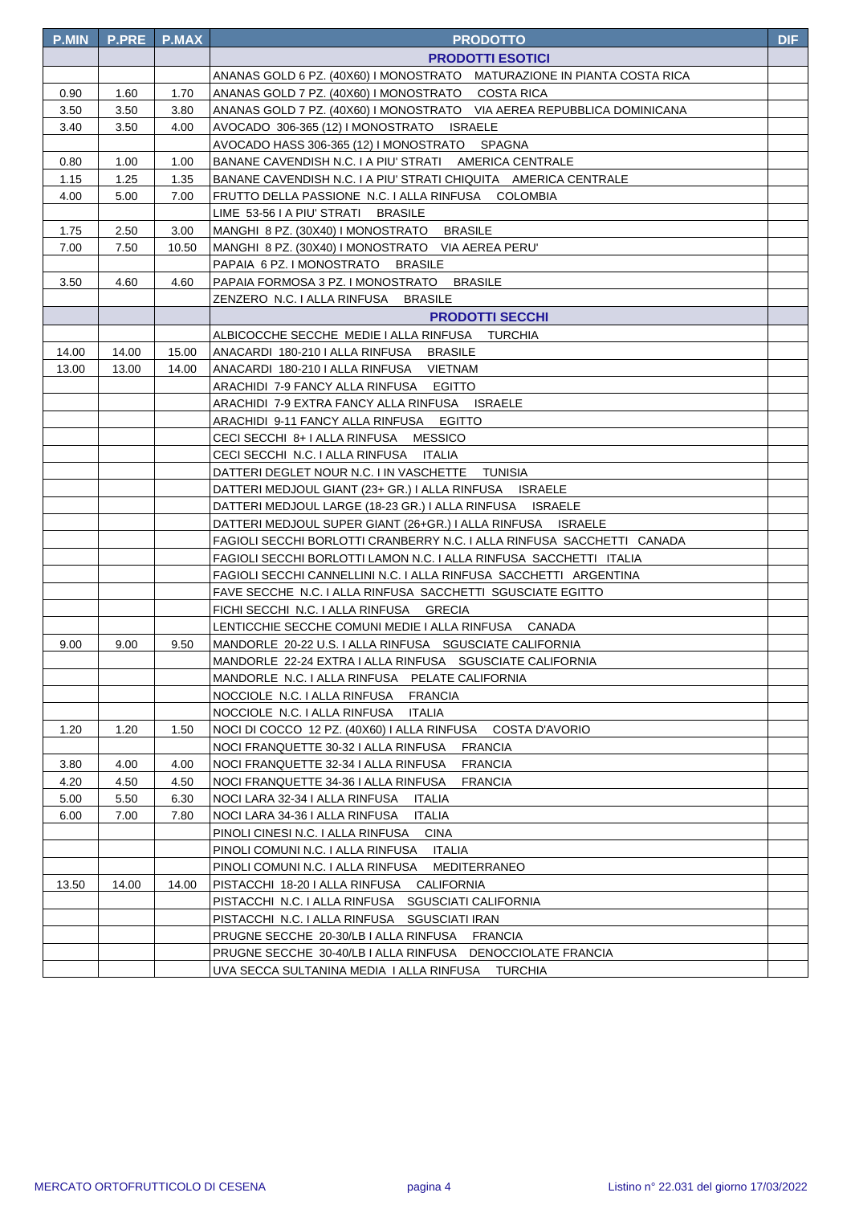| P.MIN | P.PRE | P.MAX | PRODOTTO | DIF |
|---|---|---|---|---|
| | | | **PRODOTTI ESOTICI** | |
| | | | ANANAS GOLD 6 PZ. (40X60) I MONOSTRATO MATURAZIONE IN PIANTA COSTA RICA | |
| 0.90 | 1.60 | 1.70 | ANANAS GOLD 7 PZ. (40X60) I MONOSTRATO COSTA RICA | |
| 3.50 | 3.50 | 3.80 | ANANAS GOLD 7 PZ. (40X60) I MONOSTRATO VIA AEREA REPUBBLICA DOMINICANA | |
| 3.40 | 3.50 | 4.00 | AVOCADO 306-365 (12) I MONOSTRATO ISRAELE | |
| | | | AVOCADO HASS 306-365 (12) I MONOSTRATO SPAGNA | |
| 0.80 | 1.00 | 1.00 | BANANE CAVENDISH N.C. I A PIU' STRATI AMERICA CENTRALE | |
| 1.15 | 1.25 | 1.35 | BANANE CAVENDISH N.C. I A PIU' STRATI CHIQUITA AMERICA CENTRALE | |
| 4.00 | 5.00 | 7.00 | FRUTTO DELLA PASSIONE N.C. I ALLA RINFUSA COLOMBIA | |
| | | | LIME 53-56 I A PIU' STRATI BRASILE | |
| 1.75 | 2.50 | 3.00 | MANGHI 8 PZ. (30X40) I MONOSTRATO BRASILE | |
| 7.00 | 7.50 | 10.50 | MANGHI 8 PZ. (30X40) I MONOSTRATO VIA AEREA PERU' | |
| | | | PAPAIA 6 PZ. I MONOSTRATO BRASILE | |
| 3.50 | 4.60 | 4.60 | PAPAIA FORMOSA 3 PZ. I MONOSTRATO BRASILE | |
| | | | ZENZERO N.C. I ALLA RINFUSA BRASILE | |
| | | | **PRODOTTI SECCHI** | |
| | | | ALBICOCCHE SECCHE MEDIE I ALLA RINFUSA TURCHIA | |
| 14.00 | 14.00 | 15.00 | ANACARDI 180-210 I ALLA RINFUSA BRASILE | |
| 13.00 | 13.00 | 14.00 | ANACARDI 180-210 I ALLA RINFUSA VIETNAM | |
| | | | ARACHIDI 7-9 FANCY ALLA RINFUSA EGITTO | |
| | | | ARACHIDI 7-9 EXTRA FANCY ALLA RINFUSA ISRAELE | |
| | | | ARACHIDI 9-11 FANCY ALLA RINFUSA EGITTO | |
| | | | CECI SECCHI 8+ I ALLA RINFUSA MESSICO | |
| | | | CECI SECCHI N.C. I ALLA RINFUSA ITALIA | |
| | | | DATTERI DEGLET NOUR N.C. I IN VASCHETTE TUNISIA | |
| | | | DATTERI MEDJOUL GIANT (23+ GR.) I ALLA RINFUSA ISRAELE | |
| | | | DATTERI MEDJOUL LARGE (18-23 GR.) I ALLA RINFUSA ISRAELE | |
| | | | DATTERI MEDJOUL SUPER GIANT (26+GR.) I ALLA RINFUSA ISRAELE | |
| | | | FAGIOLI SECCHI BORLOTTI CRANBERRY N.C. I ALLA RINFUSA SACCHETTI CANADA | |
| | | | FAGIOLI SECCHI BORLOTTI LAMON N.C. I ALLA RINFUSA SACCHETTI ITALIA | |
| | | | FAGIOLI SECCHI CANNELLINI N.C. I ALLA RINFUSA SACCHETTI ARGENTINA | |
| | | | FAVE SECCHE N.C. I ALLA RINFUSA SACCHETTI SGUSCIATE EGITTO | |
| | | | FICHI SECCHI N.C. I ALLA RINFUSA GRECIA | |
| | | | LENTICCHIE SECCHE COMUNI MEDIE I ALLA RINFUSA CANADA | |
| 9.00 | 9.00 | 9.50 | MANDORLE 20-22 U.S. I ALLA RINFUSA SGUSCIATE CALIFORNIA | |
| | | | MANDORLE 22-24 EXTRA I ALLA RINFUSA SGUSCIATE CALIFORNIA | |
| | | | MANDORLE N.C. I ALLA RINFUSA PELATE CALIFORNIA | |
| | | | NOCCIOLE N.C. I ALLA RINFUSA FRANCIA | |
| | | | NOCCIOLE N.C. I ALLA RINFUSA ITALIA | |
| 1.20 | 1.20 | 1.50 | NOCI DI COCCO 12 PZ. (40X60) I ALLA RINFUSA COSTA D'AVORIO | |
| | | | NOCI FRANQUETTE 30-32 I ALLA RINFUSA FRANCIA | |
| 3.80 | 4.00 | 4.00 | NOCI FRANQUETTE 32-34 I ALLA RINFUSA FRANCIA | |
| 4.20 | 4.50 | 4.50 | NOCI FRANQUETTE 34-36 I ALLA RINFUSA FRANCIA | |
| 5.00 | 5.50 | 6.30 | NOCI LARA 32-34 I ALLA RINFUSA ITALIA | |
| 6.00 | 7.00 | 7.80 | NOCI LARA 34-36 I ALLA RINFUSA ITALIA | |
| | | | PINOLI CINESI N.C. I ALLA RINFUSA CINA | |
| | | | PINOLI COMUNI N.C. I ALLA RINFUSA ITALIA | |
| | | | PINOLI COMUNI N.C. I ALLA RINFUSA MEDITERRANEO | |
| 13.50 | 14.00 | 14.00 | PISTACCHI 18-20 I ALLA RINFUSA CALIFORNIA | |
| | | | PISTACCHI N.C. I ALLA RINFUSA SGUSCIATI CALIFORNIA | |
| | | | PISTACCHI N.C. I ALLA RINFUSA SGUSCIATI IRAN | |
| | | | PRUGNE SECCHE 20-30/LB I ALLA RINFUSA FRANCIA | |
| | | | PRUGNE SECCHE 30-40/LB I ALLA RINFUSA DENOCCIOLATE FRANCIA | |
| | | | UVA SECCA SULTANINA MEDIA I ALLA RINFUSA TURCHIA | |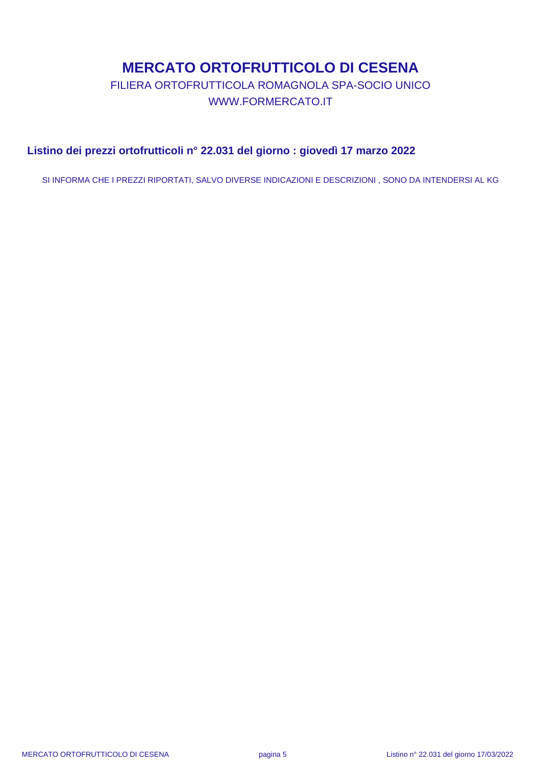# MERCATO ORTOFRUTTICOLO DI CESENA

FILIERA ORTOFRUTTICOLA ROMAGNOLA SPA-SOCIO UNICO

WWW.FORMERCATO.IT

## Listino dei prezzi ortofrutticoli n° 22.031 del giorno : giovedì 17 marzo 2022

SI INFORMA CHE I PREZZI RIPORTATI, SALVO DIVERSE INDICAZIONI E DESCRIZIONI , SONO DA INTENDERSI AL KG